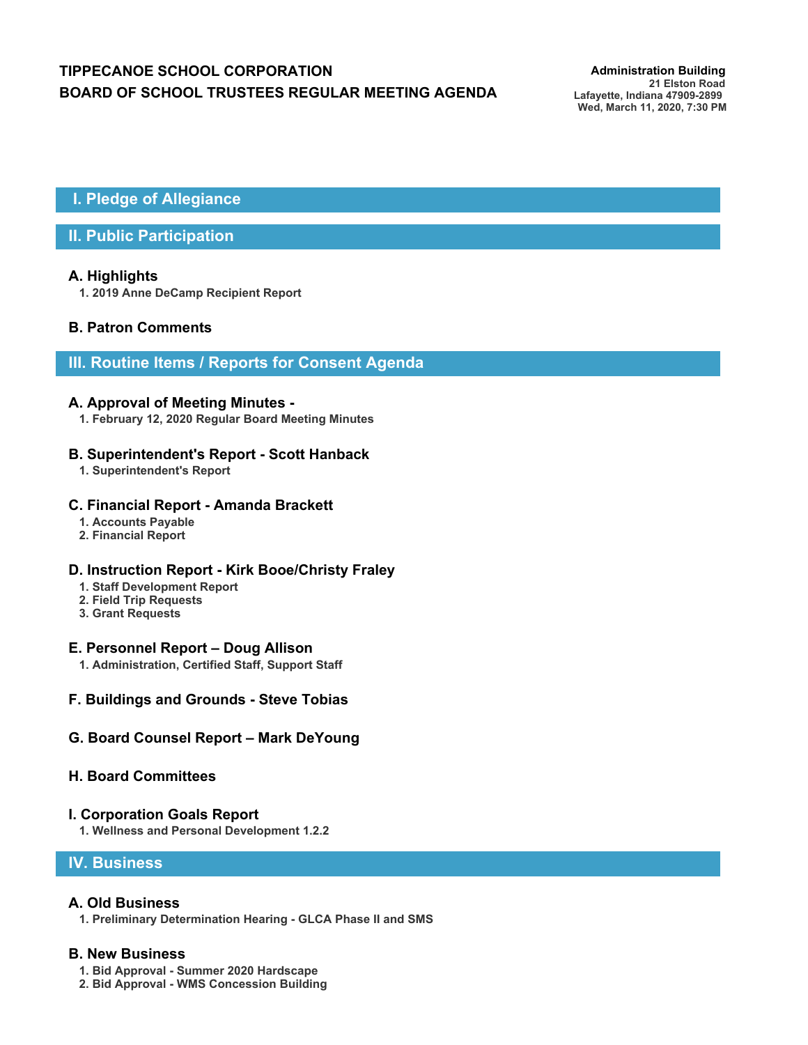# TIPPECANOE SCHOOL CORPORATION
# BOARD OF SCHOOL TRUSTEES REGULAR MEETING AGENDA

**Administration Building**
**21 Elston Road**
**Lafayette, Indiana 47909-2899**
**Wed, March 11, 2020, 7:30 PM**

## I. Pledge of Allegiance

## II. Public Participation

### A. Highlights

1. 2019 Anne DeCamp Recipient Report

### B. Patron Comments

## III. Routine Items / Reports for Consent Agenda

### A. Approval of Meeting Minutes -

1. February 12, 2020 Regular Board Meeting Minutes

### B. Superintendent's Report - Scott Hanback

1. Superintendent's Report

### C. Financial Report - Amanda Brackett

1. Accounts Payable
2. Financial Report

### D. Instruction Report - Kirk Booe/Christy Fraley

1. Staff Development Report
2. Field Trip Requests
3. Grant Requests

### E. Personnel Report – Doug Allison

1. Administration, Certified Staff, Support Staff

### F. Buildings and Grounds - Steve Tobias

### G. Board Counsel Report – Mark DeYoung

### H. Board Committees

### I. Corporation Goals Report

1. Wellness and Personal Development 1.2.2

## IV. Business

### A. Old Business

1. Preliminary Determination Hearing - GLCA Phase II and SMS

### B. New Business

1. Bid Approval - Summer 2020 Hardscape
2. Bid Approval - WMS Concession Building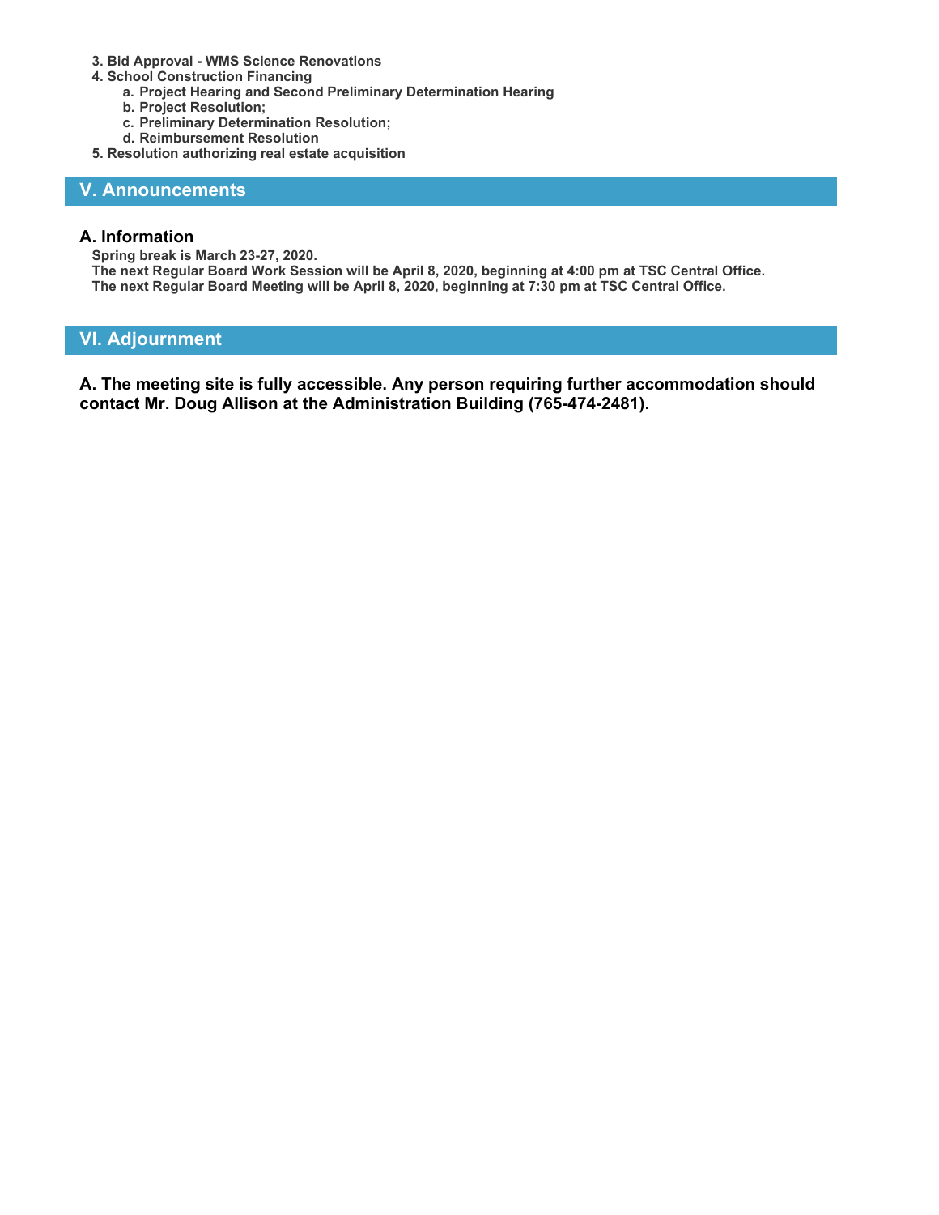3. **Bid Approval - WMS Science Renovations**
4. **School Construction Financing**
    a. **Project Hearing and Second Preliminary Determination Hearing**
    b. **Project Resolution;**
    c. **Preliminary Determination Resolution;**
    d. **Reimbursement Resolution**
5. **Resolution authorizing real estate acquisition**

## V. Announcements

### A. Information

**Spring break is March 23-27, 2020.**
**The next Regular Board Work Session will be April 8, 2020, beginning at 4:00 pm at TSC Central Office.**
**The next Regular Board Meeting will be April 8, 2020, beginning at 7:30 pm at TSC Central Office.**

## VI. Adjournment

**A. The meeting site is fully accessible. Any person requiring further accommodation should contact Mr. Doug Allison at the Administration Building (765-474-2481).**